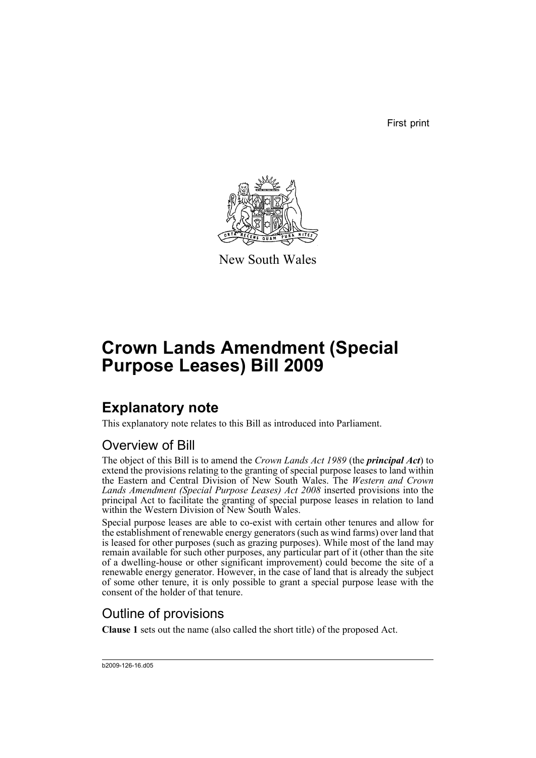First print

New South Wales

# Crown Lands Amendment (Special Purpose Leases) Bill 2009

## Explanatory note

This explanatory note relates to this Bill as introduced into Parliament.

### Overview of Bill

The object of this Bill is to amend the *Crown Lands Act 1989* (the ***principal Act***) to extend the provisions relating to the granting of special purpose leases to land within the Eastern and Central Division of New South Wales. The *Western and Crown Lands Amendment (Special Purpose Leases) Act 2008* inserted provisions into the principal Act to facilitate the granting of special purpose leases in relation to land within the Western Division of New South Wales.

Special purpose leases are able to co-exist with certain other tenures and allow for the establishment of renewable energy generators (such as wind farms) over land that is leased for other purposes (such as grazing purposes). While most of the land may remain available for such other purposes, any particular part of it (other than the site of a dwelling-house or other significant improvement) could become the site of a renewable energy generator. However, in the case of land that is already the subject of some other tenure, it is only possible to grant a special purpose lease with the consent of the holder of that tenure.

### Outline of provisions

**Clause 1** sets out the name (also called the short title) of the proposed Act.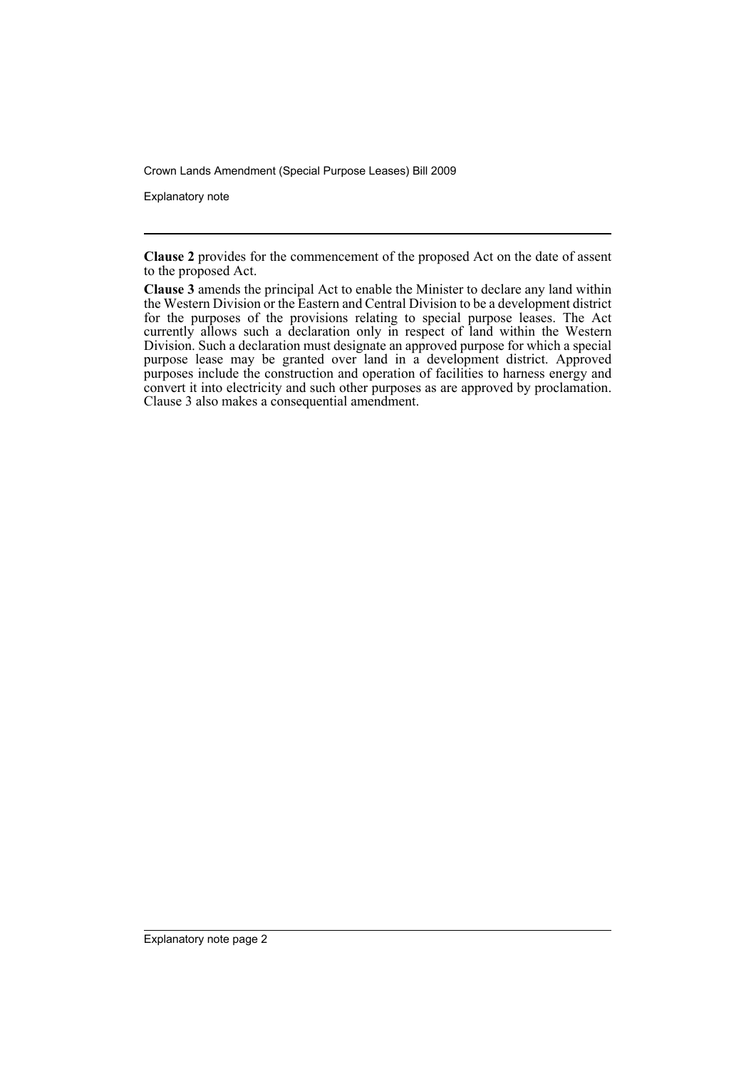**Clause 2** provides for the commencement of the proposed Act on the date of assent to the proposed Act.

**Clause 3** amends the principal Act to enable the Minister to declare any land within the Western Division or the Eastern and Central Division to be a development district for the purposes of the provisions relating to special purpose leases. The Act currently allows such a declaration only in respect of land within the Western Division. Such a declaration must designate an approved purpose for which a special purpose lease may be granted over land in a development district. Approved purposes include the construction and operation of facilities to harness energy and convert it into electricity and such other purposes as are approved by proclamation. Clause 3 also makes a consequential amendment.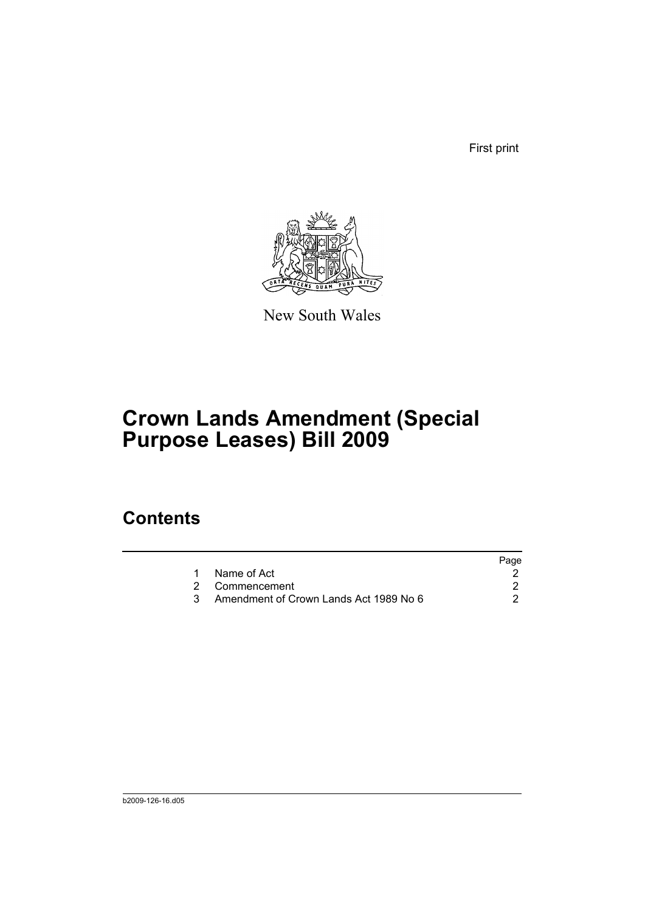First print

New South Wales

# Crown Lands Amendment (Special Purpose Leases) Bill 2009

## Contents

| | | Page |
|---|---|---|
| 1 | Name of Act | 2 |
| 2 | Commencement | 2 |
| 3 | Amendment of Crown Lands Act 1989 No 6 | 2 |

b2009-126-16.d05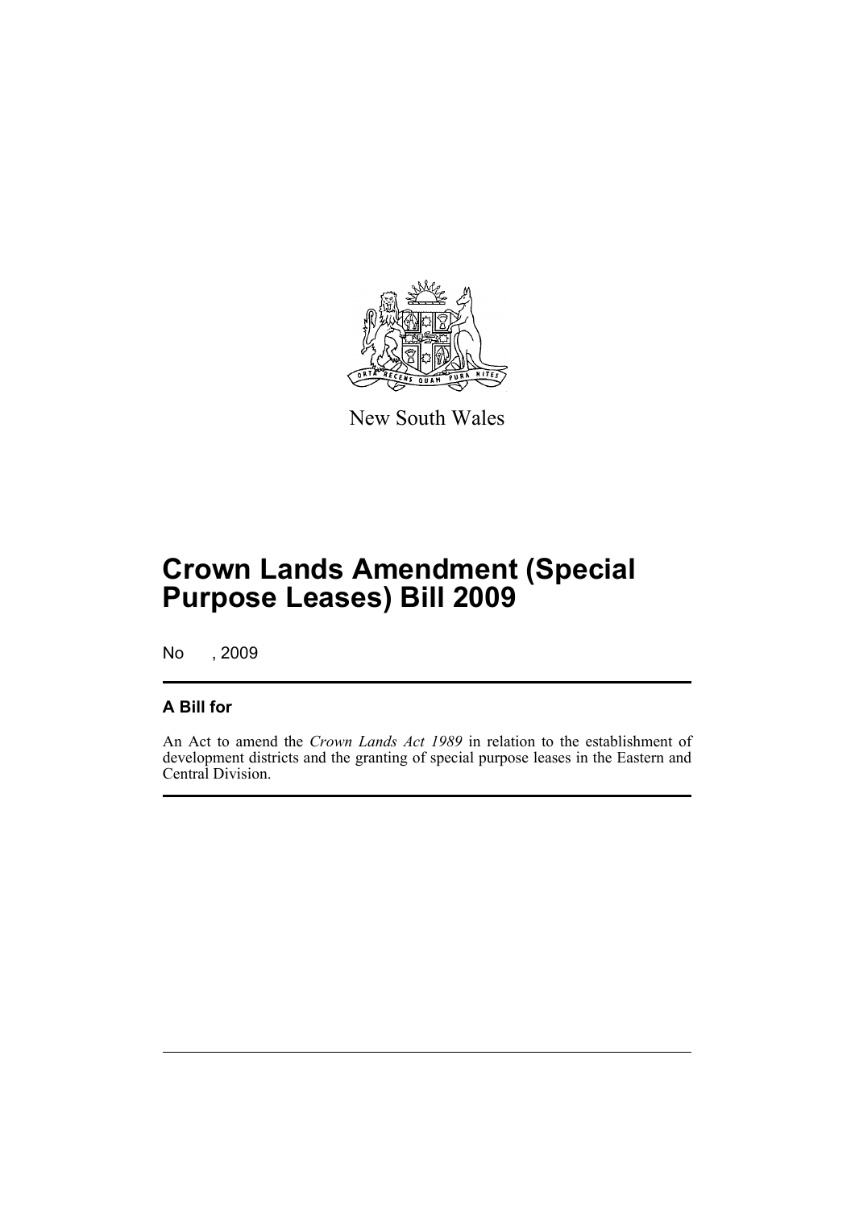New South Wales

# Crown Lands Amendment (Special Purpose Leases) Bill 2009

No , 2009

## A Bill for

An Act to amend the *Crown Lands Act 1989* in relation to the establishment of development districts and the granting of special purpose leases in the Eastern and Central Division.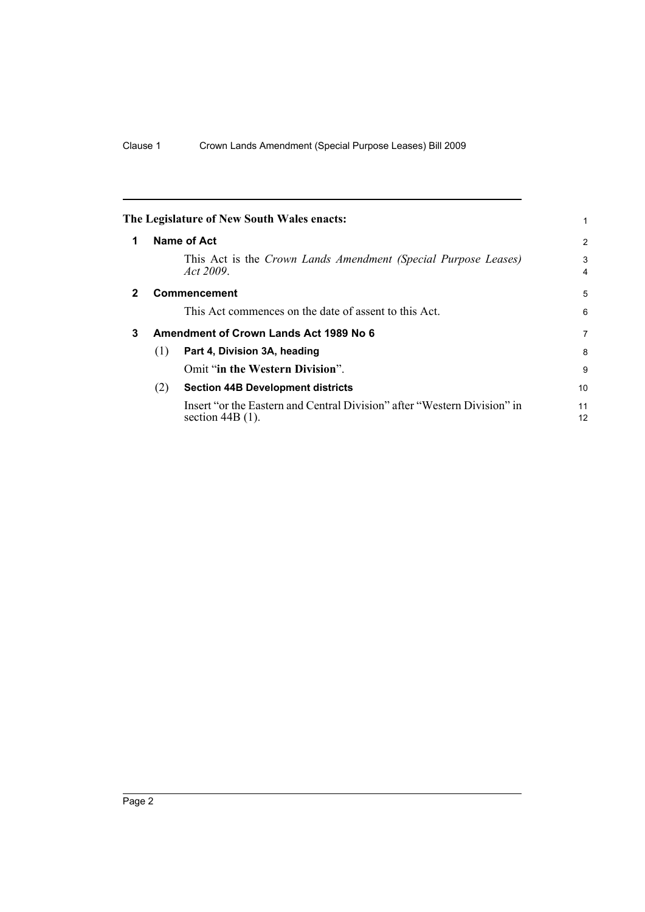**The Legislature of New South Wales enacts:**

## 1 Name of Act

This Act is the *Crown Lands Amendment (Special Purpose Leases) Act 2009*.

## 2 Commencement

This Act commences on the date of assent to this Act.

## 3 Amendment of Crown Lands Act 1989 No 6

### (1) Part 4, Division 3A, heading

Omit "**in the Western Division**".

### (2) Section 44B Development districts

Insert "or the Eastern and Central Division" after "Western Division" in section 44B (1).